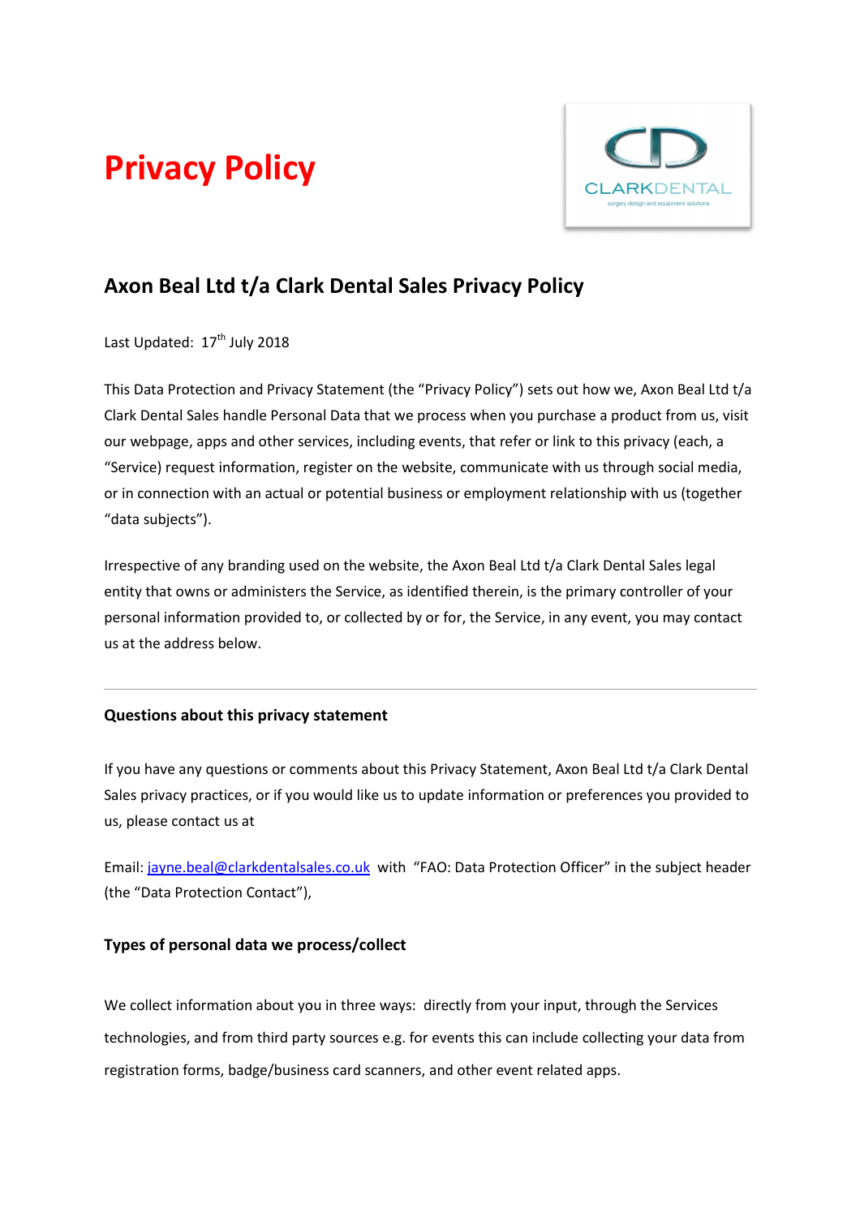# Privacy Policy

## Axon Beal Ltd t/a Clark Dental Sales Privacy Policy

Last Updated: 17th July 2018

This Data Protection and Privacy Statement (the "Privacy Policy") sets out how we, Axon Beal Ltd t/a Clark Dental Sales handle Personal Data that we process when you purchase a product from us, visit our webpage, apps and other services, including events, that refer or link to this privacy (each, a "Service) request information, register on the website, communicate with us through social media, or in connection with an actual or potential business or employment relationship with us (together "data subjects").

Irrespective of any branding used on the website, the Axon Beal Ltd t/a Clark Dental Sales legal entity that owns or administers the Service, as identified therein, is the primary controller of your personal information provided to, or collected by or for, the Service, in any event, you may contact us at the address below.

---

### Questions about this privacy statement

If you have any questions or comments about this Privacy Statement, Axon Beal Ltd t/a Clark Dental Sales privacy practices, or if you would like us to update information or preferences you provided to us, please contact us at

Email: jayne.beal@clarkdentalsales.co.uk with "FAO: Data Protection Officer" in the subject header (the "Data Protection Contact"),

### Types of personal data we process/collect

We collect information about you in three ways: directly from your input, through the Services technologies, and from third party sources e.g. for events this can include collecting your data from registration forms, badge/business card scanners, and other event related apps.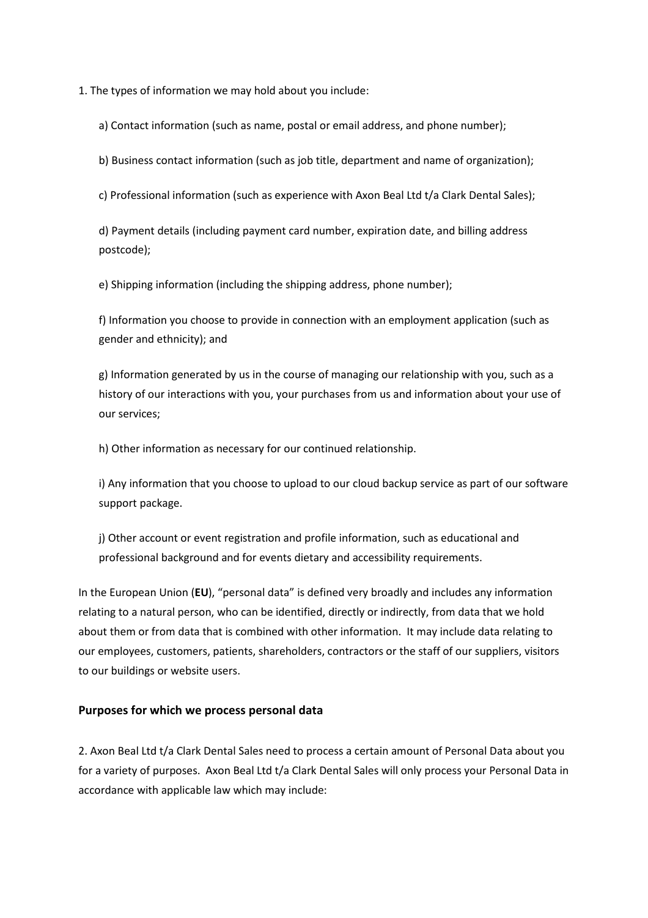1. The types of information we may hold about you include:

a) Contact information (such as name, postal or email address, and phone number);

b) Business contact information (such as job title, department and name of organization);

c) Professional information (such as experience with Axon Beal Ltd t/a Clark Dental Sales);

d) Payment details (including payment card number, expiration date, and billing address postcode);

e) Shipping information (including the shipping address, phone number);

f) Information you choose to provide in connection with an employment application (such as gender and ethnicity); and

g) Information generated by us in the course of managing our relationship with you, such as a history of our interactions with you, your purchases from us and information about your use of our services;

h) Other information as necessary for our continued relationship.

i) Any information that you choose to upload to our cloud backup service as part of our software support package.

j) Other account or event registration and profile information, such as educational and professional background and for events dietary and accessibility requirements.

In the European Union (**EU**), "personal data" is defined very broadly and includes any information relating to a natural person, who can be identified, directly or indirectly, from data that we hold about them or from data that is combined with other information. It may include data relating to our employees, customers, patients, shareholders, contractors or the staff of our suppliers, visitors to our buildings or website users.

## Purposes for which we process personal data

2. Axon Beal Ltd t/a Clark Dental Sales need to process a certain amount of Personal Data about you for a variety of purposes. Axon Beal Ltd t/a Clark Dental Sales will only process your Personal Data in accordance with applicable law which may include: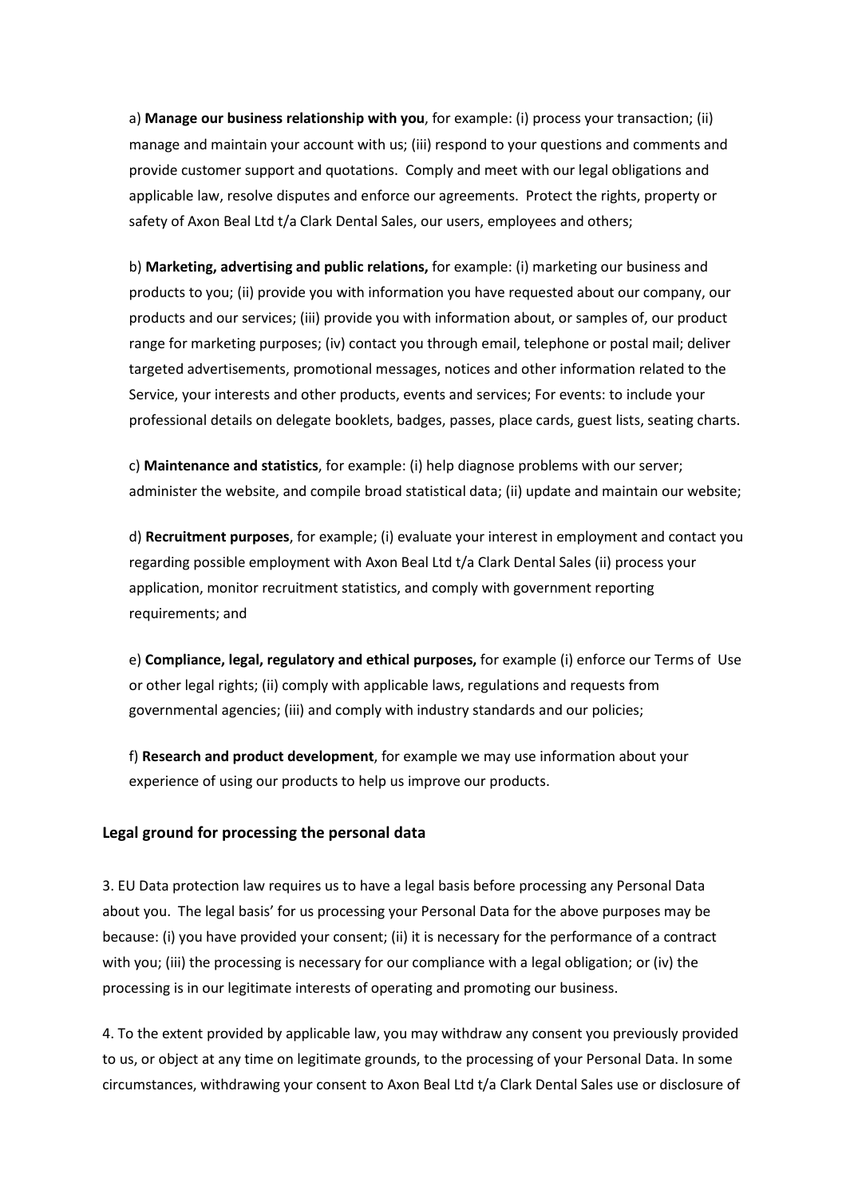a) **Manage our business relationship with you**, for example: (i) process your transaction; (ii) manage and maintain your account with us; (iii) respond to your questions and comments and provide customer support and quotations. Comply and meet with our legal obligations and applicable law, resolve disputes and enforce our agreements. Protect the rights, property or safety of Axon Beal Ltd t/a Clark Dental Sales, our users, employees and others;

b) **Marketing, advertising and public relations,** for example: (i) marketing our business and products to you; (ii) provide you with information you have requested about our company, our products and our services; (iii) provide you with information about, or samples of, our product range for marketing purposes; (iv) contact you through email, telephone or postal mail; deliver targeted advertisements, promotional messages, notices and other information related to the Service, your interests and other products, events and services; For events: to include your professional details on delegate booklets, badges, passes, place cards, guest lists, seating charts.

c) **Maintenance and statistics**, for example: (i) help diagnose problems with our server; administer the website, and compile broad statistical data; (ii) update and maintain our website;

d) **Recruitment purposes**, for example; (i) evaluate your interest in employment and contact you regarding possible employment with Axon Beal Ltd t/a Clark Dental Sales (ii) process your application, monitor recruitment statistics, and comply with government reporting requirements; and

e) **Compliance, legal, regulatory and ethical purposes,** for example (i) enforce our Terms of Use or other legal rights; (ii) comply with applicable laws, regulations and requests from governmental agencies; (iii) and comply with industry standards and our policies;

f) **Research and product development**, for example we may use information about your experience of using our products to help us improve our products.

### Legal ground for processing the personal data

3. EU Data protection law requires us to have a legal basis before processing any Personal Data about you. The legal basis' for us processing your Personal Data for the above purposes may be because: (i) you have provided your consent; (ii) it is necessary for the performance of a contract with you; (iii) the processing is necessary for our compliance with a legal obligation; or (iv) the processing is in our legitimate interests of operating and promoting our business.

4. To the extent provided by applicable law, you may withdraw any consent you previously provided to us, or object at any time on legitimate grounds, to the processing of your Personal Data. In some circumstances, withdrawing your consent to Axon Beal Ltd t/a Clark Dental Sales use or disclosure of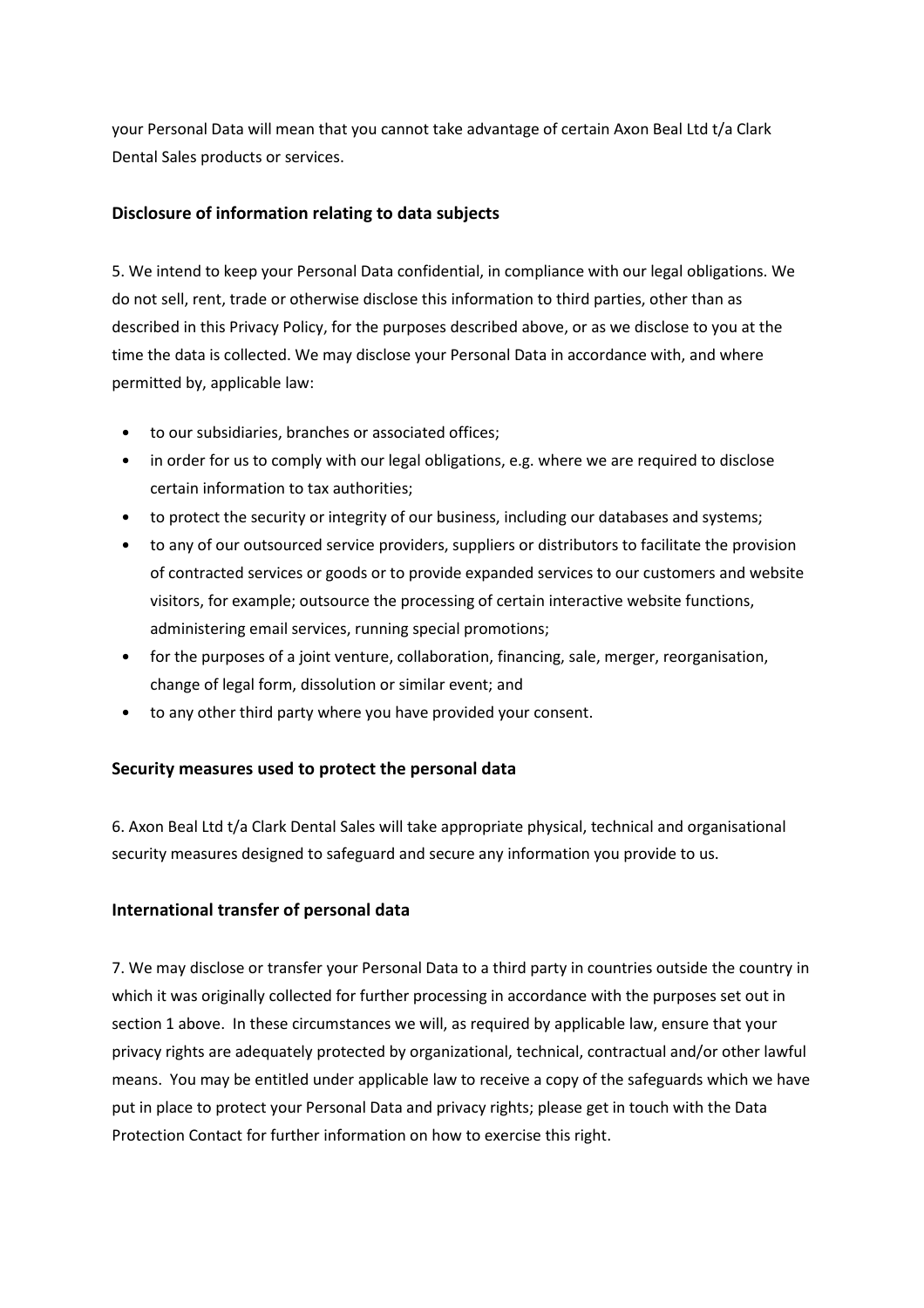your Personal Data will mean that you cannot take advantage of certain Axon Beal Ltd t/a Clark Dental Sales products or services.

### Disclosure of information relating to data subjects

5. We intend to keep your Personal Data confidential, in compliance with our legal obligations. We do not sell, rent, trade or otherwise disclose this information to third parties, other than as described in this Privacy Policy, for the purposes described above, or as we disclose to you at the time the data is collected. We may disclose your Personal Data in accordance with, and where permitted by, applicable law:

- to our subsidiaries, branches or associated offices;
- in order for us to comply with our legal obligations, e.g. where we are required to disclose certain information to tax authorities;
- to protect the security or integrity of our business, including our databases and systems;
- to any of our outsourced service providers, suppliers or distributors to facilitate the provision of contracted services or goods or to provide expanded services to our customers and website visitors, for example; outsource the processing of certain interactive website functions, administering email services, running special promotions;
- for the purposes of a joint venture, collaboration, financing, sale, merger, reorganisation, change of legal form, dissolution or similar event; and
- to any other third party where you have provided your consent.

### Security measures used to protect the personal data

6. Axon Beal Ltd t/a Clark Dental Sales will take appropriate physical, technical and organisational security measures designed to safeguard and secure any information you provide to us.

### International transfer of personal data

7. We may disclose or transfer your Personal Data to a third party in countries outside the country in which it was originally collected for further processing in accordance with the purposes set out in section 1 above. In these circumstances we will, as required by applicable law, ensure that your privacy rights are adequately protected by organizational, technical, contractual and/or other lawful means. You may be entitled under applicable law to receive a copy of the safeguards which we have put in place to protect your Personal Data and privacy rights; please get in touch with the Data Protection Contact for further information on how to exercise this right.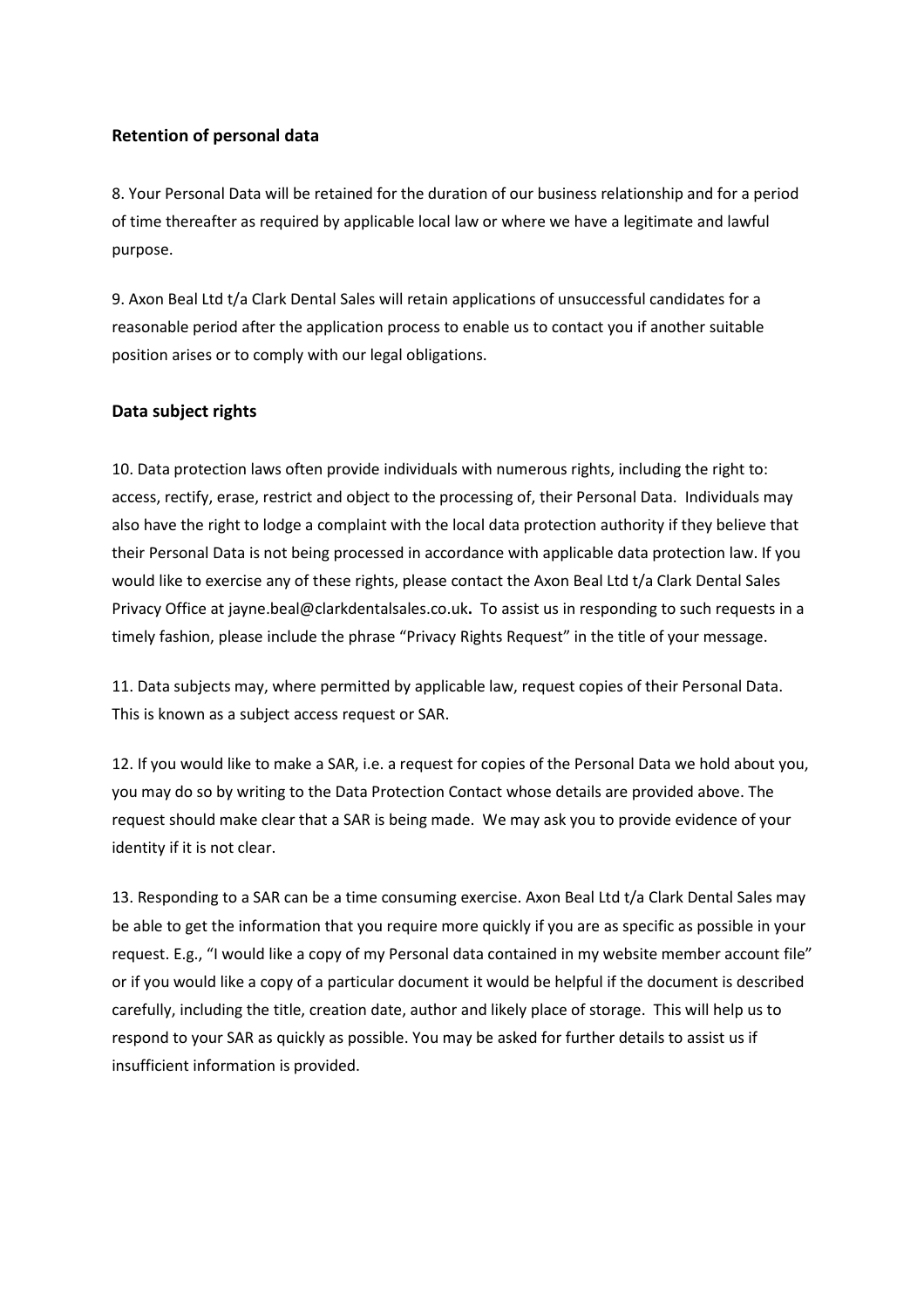## Retention of personal data

8. Your Personal Data will be retained for the duration of our business relationship and for a period of time thereafter as required by applicable local law or where we have a legitimate and lawful purpose.

9. Axon Beal Ltd t/a Clark Dental Sales will retain applications of unsuccessful candidates for a reasonable period after the application process to enable us to contact you if another suitable position arises or to comply with our legal obligations.

## Data subject rights

10. Data protection laws often provide individuals with numerous rights, including the right to: access, rectify, erase, restrict and object to the processing of, their Personal Data. Individuals may also have the right to lodge a complaint with the local data protection authority if they believe that their Personal Data is not being processed in accordance with applicable data protection law. If you would like to exercise any of these rights, please contact the Axon Beal Ltd t/a Clark Dental Sales Privacy Office at jayne.beal@clarkdentalsales.co.uk**.** To assist us in responding to such requests in a timely fashion, please include the phrase "Privacy Rights Request" in the title of your message.

11. Data subjects may, where permitted by applicable law, request copies of their Personal Data. This is known as a subject access request or SAR.

12. If you would like to make a SAR, i.e. a request for copies of the Personal Data we hold about you, you may do so by writing to the Data Protection Contact whose details are provided above. The request should make clear that a SAR is being made. We may ask you to provide evidence of your identity if it is not clear.

13. Responding to a SAR can be a time consuming exercise. Axon Beal Ltd t/a Clark Dental Sales may be able to get the information that you require more quickly if you are as specific as possible in your request. E.g., "I would like a copy of my Personal data contained in my website member account file" or if you would like a copy of a particular document it would be helpful if the document is described carefully, including the title, creation date, author and likely place of storage. This will help us to respond to your SAR as quickly as possible. You may be asked for further details to assist us if insufficient information is provided.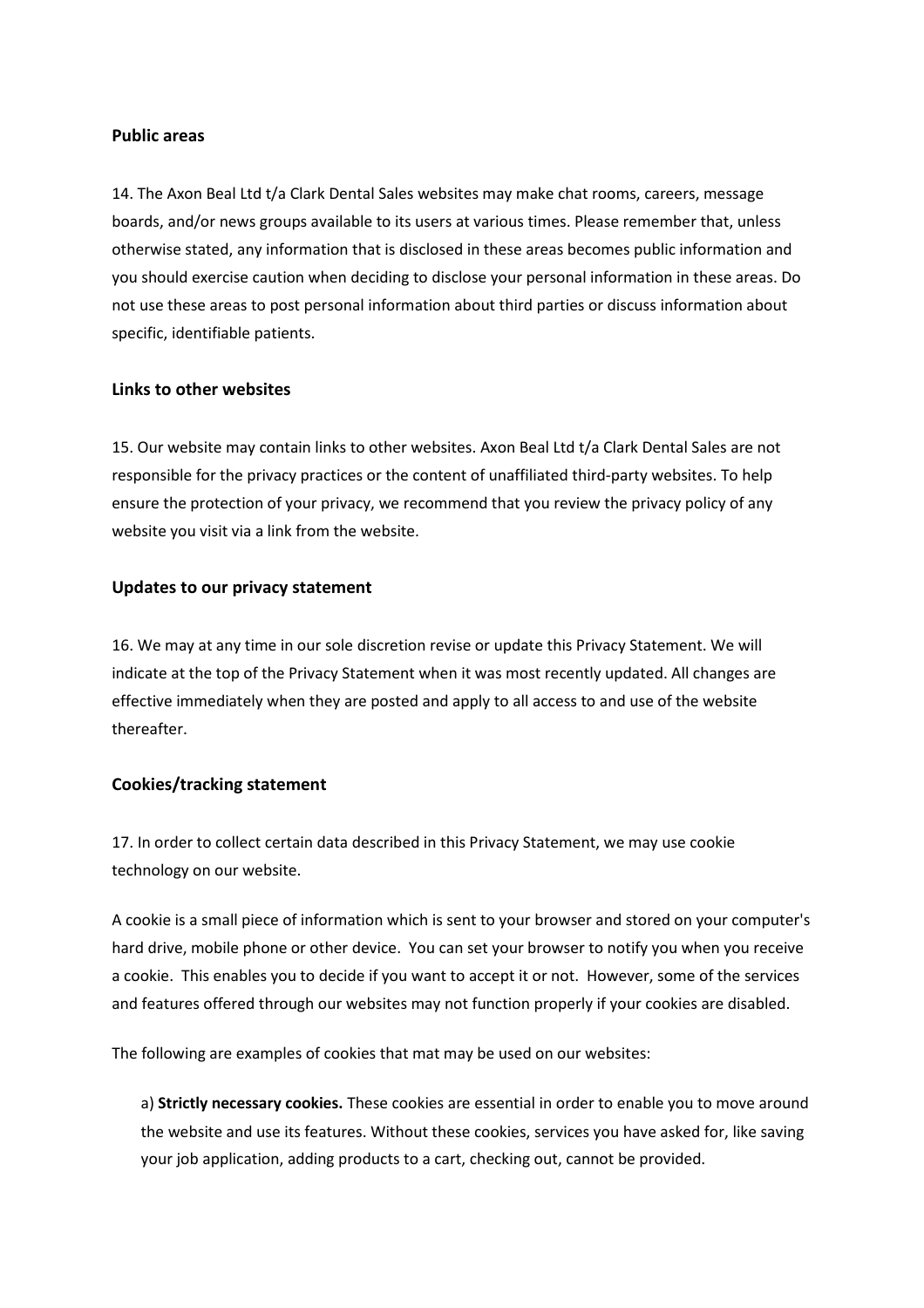**Public areas**

14. The Axon Beal Ltd t/a Clark Dental Sales websites may make chat rooms, careers, message boards, and/or news groups available to its users at various times. Please remember that, unless otherwise stated, any information that is disclosed in these areas becomes public information and you should exercise caution when deciding to disclose your personal information in these areas. Do not use these areas to post personal information about third parties or discuss information about specific, identifiable patients.

**Links to other websites**

15. Our website may contain links to other websites. Axon Beal Ltd t/a Clark Dental Sales are not responsible for the privacy practices or the content of unaffiliated third-party websites. To help ensure the protection of your privacy, we recommend that you review the privacy policy of any website you visit via a link from the website.

**Updates to our privacy statement**

16. We may at any time in our sole discretion revise or update this Privacy Statement. We will indicate at the top of the Privacy Statement when it was most recently updated. All changes are effective immediately when they are posted and apply to all access to and use of the website thereafter.

**Cookies/tracking statement**

17. In order to collect certain data described in this Privacy Statement, we may use cookie technology on our website.

A cookie is a small piece of information which is sent to your browser and stored on your computer's hard drive, mobile phone or other device. You can set your browser to notify you when you receive a cookie. This enables you to decide if you want to accept it or not. However, some of the services and features offered through our websites may not function properly if your cookies are disabled.

The following are examples of cookies that mat may be used on our websites:

a) **Strictly necessary cookies.** These cookies are essential in order to enable you to move around the website and use its features. Without these cookies, services you have asked for, like saving your job application, adding products to a cart, checking out, cannot be provided.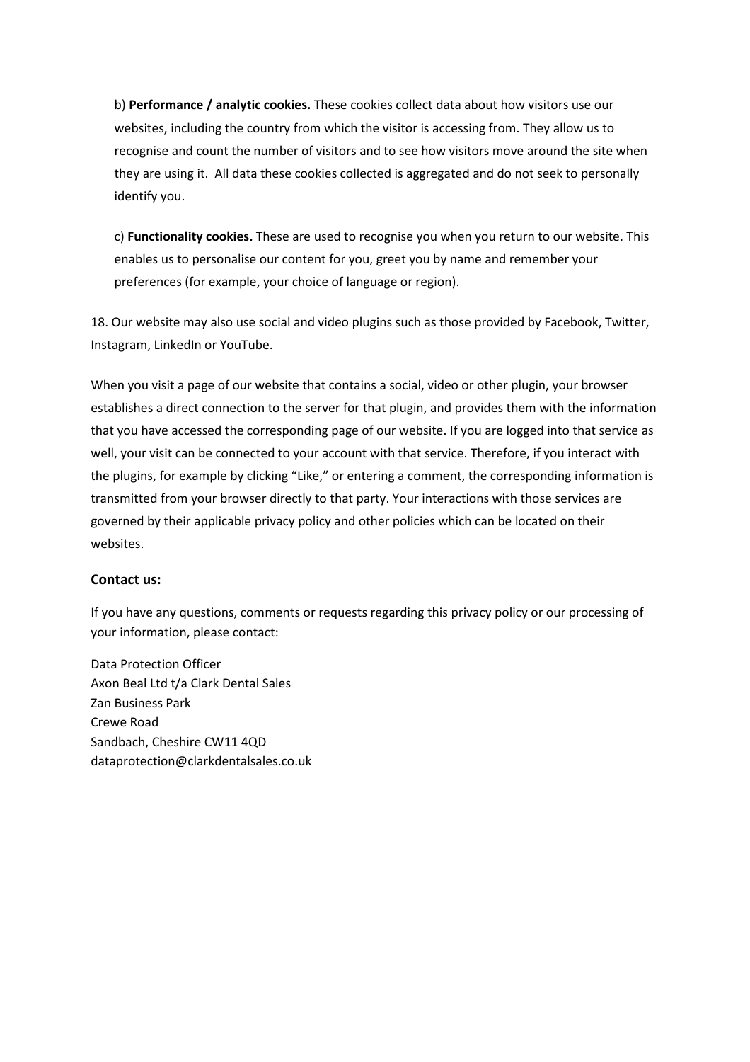b) **Performance / analytic cookies.** These cookies collect data about how visitors use our websites, including the country from which the visitor is accessing from. They allow us to recognise and count the number of visitors and to see how visitors move around the site when they are using it. All data these cookies collected is aggregated and do not seek to personally identify you.

c) **Functionality cookies.** These are used to recognise you when you return to our website. This enables us to personalise our content for you, greet you by name and remember your preferences (for example, your choice of language or region).

18. Our website may also use social and video plugins such as those provided by Facebook, Twitter, Instagram, LinkedIn or YouTube.

When you visit a page of our website that contains a social, video or other plugin, your browser establishes a direct connection to the server for that plugin, and provides them with the information that you have accessed the corresponding page of our website. If you are logged into that service as well, your visit can be connected to your account with that service. Therefore, if you interact with the plugins, for example by clicking "Like," or entering a comment, the corresponding information is transmitted from your browser directly to that party. Your interactions with those services are governed by their applicable privacy policy and other policies which can be located on their websites.

**Contact us:**

If you have any questions, comments or requests regarding this privacy policy or our processing of your information, please contact:

Data Protection Officer
Axon Beal Ltd t/a Clark Dental Sales
Zan Business Park
Crewe Road
Sandbach, Cheshire CW11 4QD
dataprotection@clarkdentalsales.co.uk